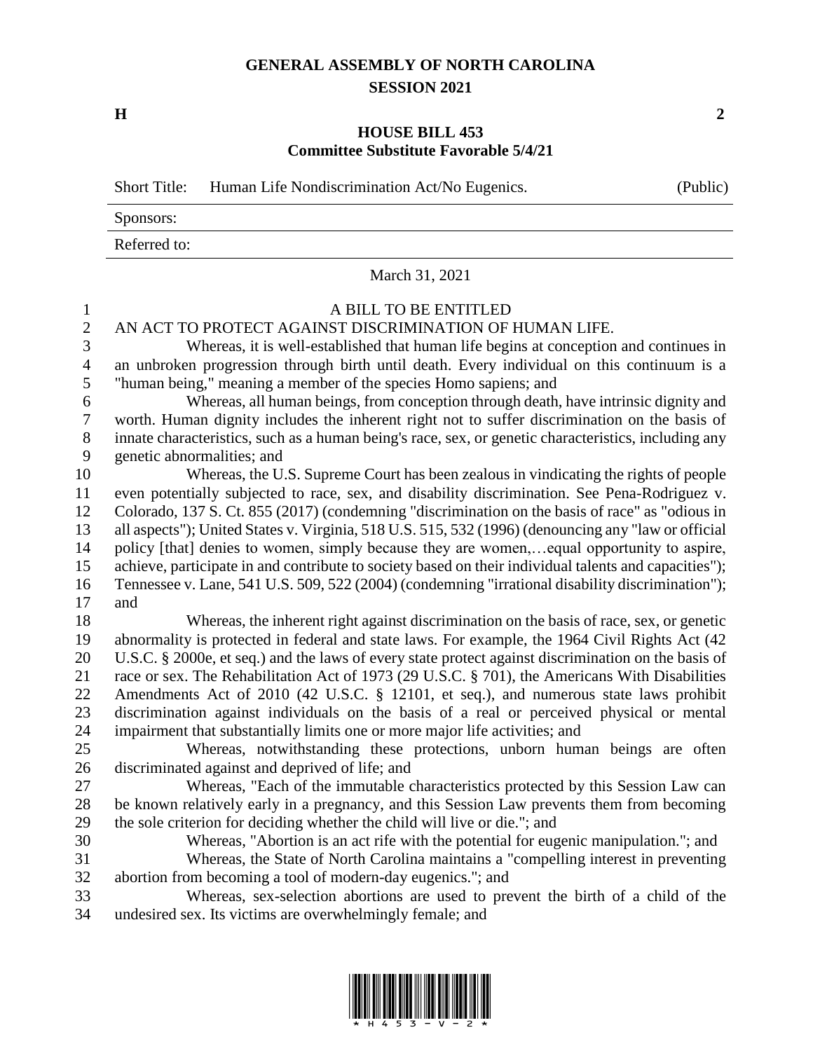# GENERAL ASSEMBLY OF NORTH CAROLINA
## SESSION 2021

**H** **2**

## HOUSE BILL 453
### Committee Substitute Favorable 5/4/21

Short Title: Human Life Nondiscrimination Act/No Eugenics. (Public)

Sponsors:

Referred to:

March 31, 2021

A BILL TO BE ENTITLED

AN ACT TO PROTECT AGAINST DISCRIMINATION OF HUMAN LIFE.

Whereas, it is well-established that human life begins at conception and continues in an unbroken progression through birth until death. Every individual on this continuum is a "human being," meaning a member of the species Homo sapiens; and

Whereas, all human beings, from conception through death, have intrinsic dignity and worth. Human dignity includes the inherent right not to suffer discrimination on the basis of innate characteristics, such as a human being's race, sex, or genetic characteristics, including any genetic abnormalities; and

Whereas, the U.S. Supreme Court has been zealous in vindicating the rights of people even potentially subjected to race, sex, and disability discrimination. See Pena-Rodriguez v. Colorado, 137 S. Ct. 855 (2017) (condemning "discrimination on the basis of race" as "odious in all aspects"); United States v. Virginia, 518 U.S. 515, 532 (1996) (denouncing any "law or official policy [that] denies to women, simply because they are women,…equal opportunity to aspire, achieve, participate in and contribute to society based on their individual talents and capacities"); Tennessee v. Lane, 541 U.S. 509, 522 (2004) (condemning "irrational disability discrimination"); and

Whereas, the inherent right against discrimination on the basis of race, sex, or genetic abnormality is protected in federal and state laws. For example, the 1964 Civil Rights Act (42 U.S.C. § 2000e, et seq.) and the laws of every state protect against discrimination on the basis of race or sex. The Rehabilitation Act of 1973 (29 U.S.C. § 701), the Americans With Disabilities Amendments Act of 2010 (42 U.S.C. § 12101, et seq.), and numerous state laws prohibit discrimination against individuals on the basis of a real or perceived physical or mental impairment that substantially limits one or more major life activities; and

Whereas, notwithstanding these protections, unborn human beings are often discriminated against and deprived of life; and

Whereas, "Each of the immutable characteristics protected by this Session Law can be known relatively early in a pregnancy, and this Session Law prevents them from becoming the sole criterion for deciding whether the child will live or die."; and

Whereas, "Abortion is an act rife with the potential for eugenic manipulation."; and

Whereas, the State of North Carolina maintains a "compelling interest in preventing abortion from becoming a tool of modern-day eugenics."; and

Whereas, sex-selection abortions are used to prevent the birth of a child of the undesired sex. Its victims are overwhelmingly female; and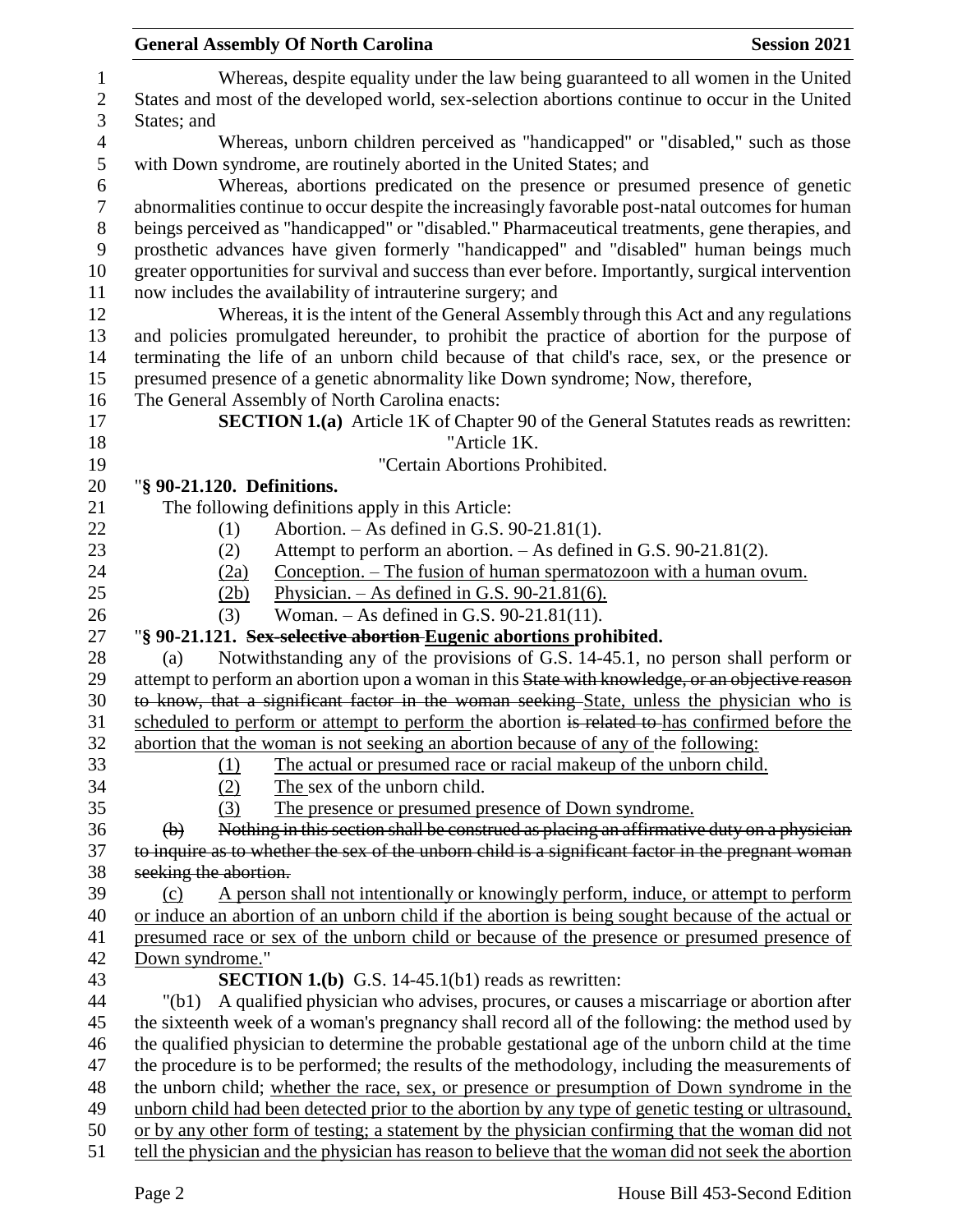Whereas, despite equality under the law being guaranteed to all women in the United States and most of the developed world, sex-selection abortions continue to occur in the United States; and

Whereas, unborn children perceived as "handicapped" or "disabled," such as those with Down syndrome, are routinely aborted in the United States; and

Whereas, abortions predicated on the presence or presumed presence of genetic abnormalities continue to occur despite the increasingly favorable post-natal outcomes for human beings perceived as "handicapped" or "disabled." Pharmaceutical treatments, gene therapies, and prosthetic advances have given formerly "handicapped" and "disabled" human beings much greater opportunities for survival and success than ever before. Importantly, surgical intervention now includes the availability of intrauterine surgery; and

Whereas, it is the intent of the General Assembly through this Act and any regulations and policies promulgated hereunder, to prohibit the practice of abortion for the purpose of terminating the life of an unborn child because of that child's race, sex, or the presence or presumed presence of a genetic abnormality like Down syndrome; Now, therefore,

The General Assembly of North Carolina enacts:

**SECTION 1.(a)** Article 1K of Chapter 90 of the General Statutes reads as rewritten:

"Article 1K.

"Certain Abortions Prohibited.

"**§ 90-21.120. Definitions.**

The following definitions apply in this Article:

(1) Abortion. – As defined in G.S. 90-21.81(1).

(2) Attempt to perform an abortion. – As defined in G.S. 90-21.81(2).

(2a) Conception. – The fusion of human spermatozoon with a human ovum.

(2b) Physician. – As defined in G.S. 90-21.81(6).

(3) Woman. – As defined in G.S. 90-21.81(11).

"**§ 90-21.121. ~~Sex-selective abortion~~ Eugenic abortions prohibited.**

(a) Notwithstanding any of the provisions of G.S. 14-45.1, no person shall perform or attempt to perform an abortion upon a woman in this ~~State with knowledge, or an objective reason to know, that a significant factor in the woman seeking~~ State, unless the physician who is scheduled to perform or attempt to perform the abortion ~~is related to~~ has confirmed before the abortion that the woman is not seeking an abortion because of any of the following:

(1) The actual or presumed race or racial makeup of the unborn child.

(2) The sex of the unborn child.

(3) The presence or presumed presence of Down syndrome.

~~(b) Nothing in this section shall be construed as placing an affirmative duty on a physician to inquire as to whether the sex of the unborn child is a significant factor in the pregnant woman seeking the abortion.~~

(c) A person shall not intentionally or knowingly perform, induce, or attempt to perform or induce an abortion of an unborn child if the abortion is being sought because of the actual or presumed race or sex of the unborn child or because of the presence or presumed presence of Down syndrome."

**SECTION 1.(b)** G.S. 14-45.1(b1) reads as rewritten:

"(b1) A qualified physician who advises, procures, or causes a miscarriage or abortion after the sixteenth week of a woman's pregnancy shall record all of the following: the method used by the qualified physician to determine the probable gestational age of the unborn child at the time the procedure is to be performed; the results of the methodology, including the measurements of the unborn child; whether the race, sex, or presence or presumption of Down syndrome in the unborn child had been detected prior to the abortion by any type of genetic testing or ultrasound, or by any other form of testing; a statement by the physician confirming that the woman did not tell the physician and the physician has reason to believe that the woman did not seek the abortion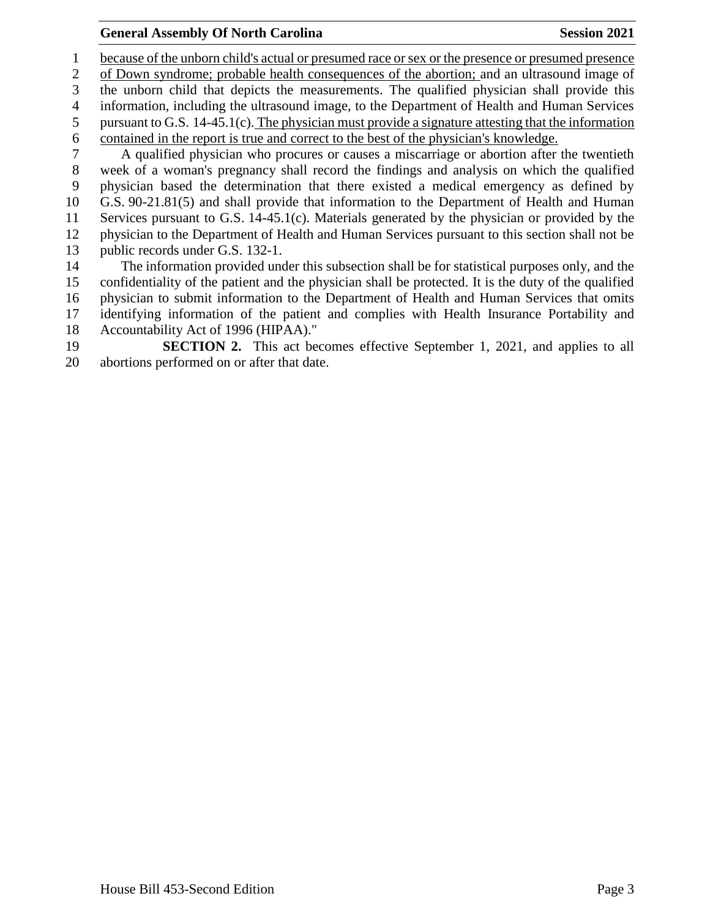because of the unborn child's actual or presumed race or sex or the presence or presumed presence of Down syndrome; probable health consequences of the abortion; and an ultrasound image of the unborn child that depicts the measurements. The qualified physician shall provide this information, including the ultrasound image, to the Department of Health and Human Services pursuant to G.S. 14-45.1(c). The physician must provide a signature attesting that the information contained in the report is true and correct to the best of the physician's knowledge.

A qualified physician who procures or causes a miscarriage or abortion after the twentieth week of a woman's pregnancy shall record the findings and analysis on which the qualified physician based the determination that there existed a medical emergency as defined by G.S. 90-21.81(5) and shall provide that information to the Department of Health and Human Services pursuant to G.S. 14-45.1(c). Materials generated by the physician or provided by the physician to the Department of Health and Human Services pursuant to this section shall not be public records under G.S. 132-1.

The information provided under this subsection shall be for statistical purposes only, and the confidentiality of the patient and the physician shall be protected. It is the duty of the qualified physician to submit information to the Department of Health and Human Services that omits identifying information of the patient and complies with Health Insurance Portability and Accountability Act of 1996 (HIPAA)."

**SECTION 2.** This act becomes effective September 1, 2021, and applies to all abortions performed on or after that date.